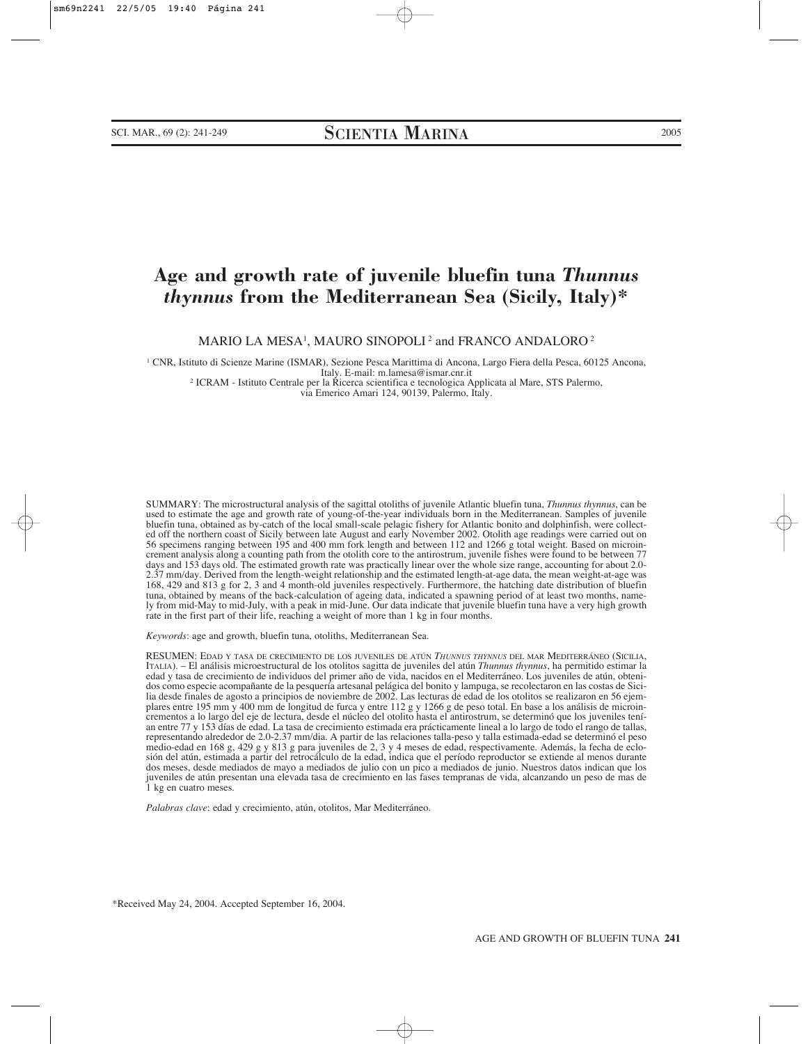# Age and growth rate of juvenile bluefin tuna *Thunnus thynnus* from the Mediterranean Sea (Sicily, Italy)*

MARIO LA MESA[1], MAURO SINOPOLI[2] and FRANCO ANDALORO[2]

[1] CNR, Istituto di Scienze Marine (ISMAR), Sezione Pesca Marittima di Ancona, Largo Fiera della Pesca, 60125 Ancona, Italy. E-mail: m.lamesa@ismar.cnr.it

[2] ICRAM - Istituto Centrale per la Ricerca scientifica e tecnologica Applicata al Mare, STS Palermo, via Emerico Amari 124, 90139, Palermo, Italy.

SUMMARY: The microstructural analysis of the sagittal otoliths of juvenile Atlantic bluefin tuna, *Thunnus thynnus*, can be used to estimate the age and growth rate of young-of-the-year individuals born in the Mediterranean. Samples of juvenile bluefin tuna, obtained as by-catch of the local small-scale pelagic fishery for Atlantic bonito and dolphinfish, were collected off the northern coast of Sicily between late August and early November 2002. Otolith age readings were carried out on 56 specimens ranging between 195 and 400 mm fork length and between 112 and 1266 g total weight. Based on microincrement analysis along a counting path from the otolith core to the antirostrum, juvenile fishes were found to be between 77 days and 153 days old. The estimated growth rate was practically linear over the whole size range, accounting for about 2.0-2.37 mm/day. Derived from the length-weight relationship and the estimated length-at-age data, the mean weight-at-age was 168, 429 and 813 g for 2, 3 and 4 month-old juveniles respectively. Furthermore, the hatching date distribution of bluefin tuna, obtained by means of the back-calculation of ageing data, indicated a spawning period of at least two months, namely from mid-May to mid-July, with a peak in mid-June. Our data indicate that juvenile bluefin tuna have a very high growth rate in the first part of their life, reaching a weight of more than 1 kg in four months.

*Keywords*: age and growth, bluefin tuna, otoliths, Mediterranean Sea.

RESUMEN: EDAD Y TASA DE CRECIMIENTO DE LOS JUVENILES DE ATÚN *THUNNUS THYNNUS* DEL MAR MEDITERRÁNEO (SICILIA, ITALIA). – El análisis microestructural de los otolitos sagitta de juveniles del atún *Thunnus thynnus*, ha permitido estimar la edad y tasa de crecimiento de individuos del primer año de vida, nacidos en el Mediterráneo. Los juveniles de atún, obtenidos como especie acompañante de la pesquería artesanal pelágica del bonito y lampuga, se recolectaron en las costas de Sicilia desde finales de agosto a principios de noviembre de 2002. Las lecturas de edad de los otolitos se realizaron en 56 ejemplares entre 195 mm y 400 mm de longitud de furca y entre 112 g y 1266 g de peso total. En base a los análisis de microincrementos a lo largo del eje de lectura, desde el núcleo del otolito hasta el antirostrum, se determinó que los juveniles tenían entre 77 y 153 días de edad. La tasa de crecimiento estimada era prácticamente lineal a lo largo de todo el rango de tallas, representando alrededor de 2.0-2.37 mm/día. A partir de las relaciones talla-peso y talla estimada-edad se determinó el peso medio-edad en 168 g, 429 g y 813 g para juveniles de 2, 3 y 4 meses de edad, respectivamente. Además, la fecha de eclosión del atún, estimada a partir del retrocálculo de la edad, indica que el período reproductor se extiende al menos durante dos meses, desde mediados de mayo a mediados de julio con un pico a mediados de junio. Nuestros datos indican que los juveniles de atún presentan una elevada tasa de crecimiento en las fases tempranas de vida, alcanzando un peso de mas de 1 kg en cuatro meses.

*Palabras clave*: edad y crecimiento, atún, otolitos, Mar Mediterráneo.

*Received May 24, 2004. Accepted September 16, 2004.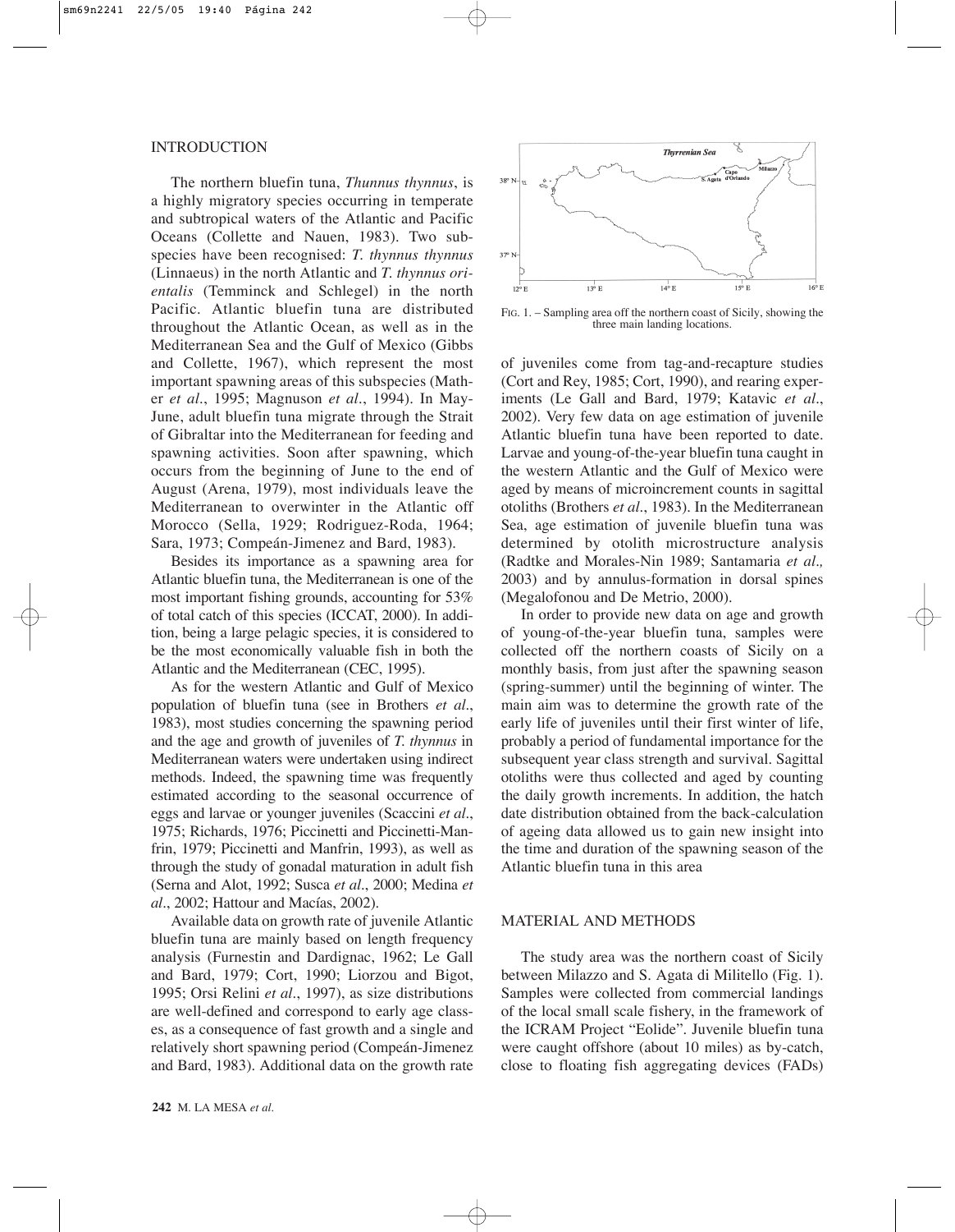## INTRODUCTION

The northern bluefin tuna, *Thunnus thynnus*, is a highly migratory species occurring in temperate and subtropical waters of the Atlantic and Pacific Oceans (Collette and Nauen, 1983). Two subspecies have been recognised: *T. thynnus thynnus* (Linnaeus) in the north Atlantic and *T. thynnus orientalis* (Temminck and Schlegel) in the north Pacific. Atlantic bluefin tuna are distributed throughout the Atlantic Ocean, as well as in the Mediterranean Sea and the Gulf of Mexico (Gibbs and Collette, 1967), which represent the most important spawning areas of this subspecies (Mather *et al*., 1995; Magnuson *et al*., 1994). In May-June, adult bluefin tuna migrate through the Strait of Gibraltar into the Mediterranean for feeding and spawning activities. Soon after spawning, which occurs from the beginning of June to the end of August (Arena, 1979), most individuals leave the Mediterranean to overwinter in the Atlantic off Morocco (Sella, 1929; Rodriguez-Roda, 1964; Sara, 1973; Compeán-Jimenez and Bard, 1983).

Besides its importance as a spawning area for Atlantic bluefin tuna, the Mediterranean is one of the most important fishing grounds, accounting for 53% of total catch of this species (ICCAT, 2000). In addition, being a large pelagic species, it is considered to be the most economically valuable fish in both the Atlantic and the Mediterranean (CEC, 1995).

As for the western Atlantic and Gulf of Mexico population of bluefin tuna (see in Brothers *et al*., 1983), most studies concerning the spawning period and the age and growth of juveniles of *T. thynnus* in Mediterranean waters were undertaken using indirect methods. Indeed, the spawning time was frequently estimated according to the seasonal occurrence of eggs and larvae or younger juveniles (Scaccini *et al*., 1975; Richards, 1976; Piccinetti and Piccinetti-Manfrin, 1979; Piccinetti and Manfrin, 1993), as well as through the study of gonadal maturation in adult fish (Serna and Alot, 1992; Susca *et al*., 2000; Medina *et al*., 2002; Hattour and Macías, 2002).

Available data on growth rate of juvenile Atlantic bluefin tuna are mainly based on length frequency analysis (Furnestin and Dardignac, 1962; Le Gall and Bard, 1979; Cort, 1990; Liorzou and Bigot, 1995; Orsi Relini *et al*., 1997), as size distributions are well-defined and correspond to early age classes, as a consequence of fast growth and a single and relatively short spawning period (Compeán-Jimenez and Bard, 1983). Additional data on the growth rate of juveniles come from tag-and-recapture studies (Cort and Rey, 1985; Cort, 1990), and rearing experiments (Le Gall and Bard, 1979; Katavic *et al*., 2002). Very few data on age estimation of juvenile Atlantic bluefin tuna have been reported to date. Larvae and young-of-the-year bluefin tuna caught in the western Atlantic and the Gulf of Mexico were aged by means of microincrement counts in sagittal otoliths (Brothers *et al*., 1983). In the Mediterranean Sea, age estimation of juvenile bluefin tuna was determined by otolith microstructure analysis (Radtke and Morales-Nin 1989; Santamaria *et al.,* 2003) and by annulus-formation in dorsal spines (Megalofonou and De Metrio, 2000).

In order to provide new data on age and growth of young-of-the-year bluefin tuna, samples were collected off the northern coasts of Sicily on a monthly basis, from just after the spawning season (spring-summer) until the beginning of winter. The main aim was to determine the growth rate of the early life of juveniles until their first winter of life, probably a period of fundamental importance for the subsequent year class strength and survival. Sagittal otoliths were thus collected and aged by counting the daily growth increments. In addition, the hatch date distribution obtained from the back-calculation of ageing data allowed us to gain new insight into the time and duration of the spawning season of the Atlantic bluefin tuna in this area

FIG. 1. – Sampling area off the northern coast of Sicily, showing the three main landing locations.

## MATERIAL AND METHODS

The study area was the northern coast of Sicily between Milazzo and S. Agata di Militello (Fig. 1). Samples were collected from commercial landings of the local small scale fishery, in the framework of the ICRAM Project "Eolide". Juvenile bluefin tuna were caught offshore (about 10 miles) as by-catch, close to floating fish aggregating devices (FADs)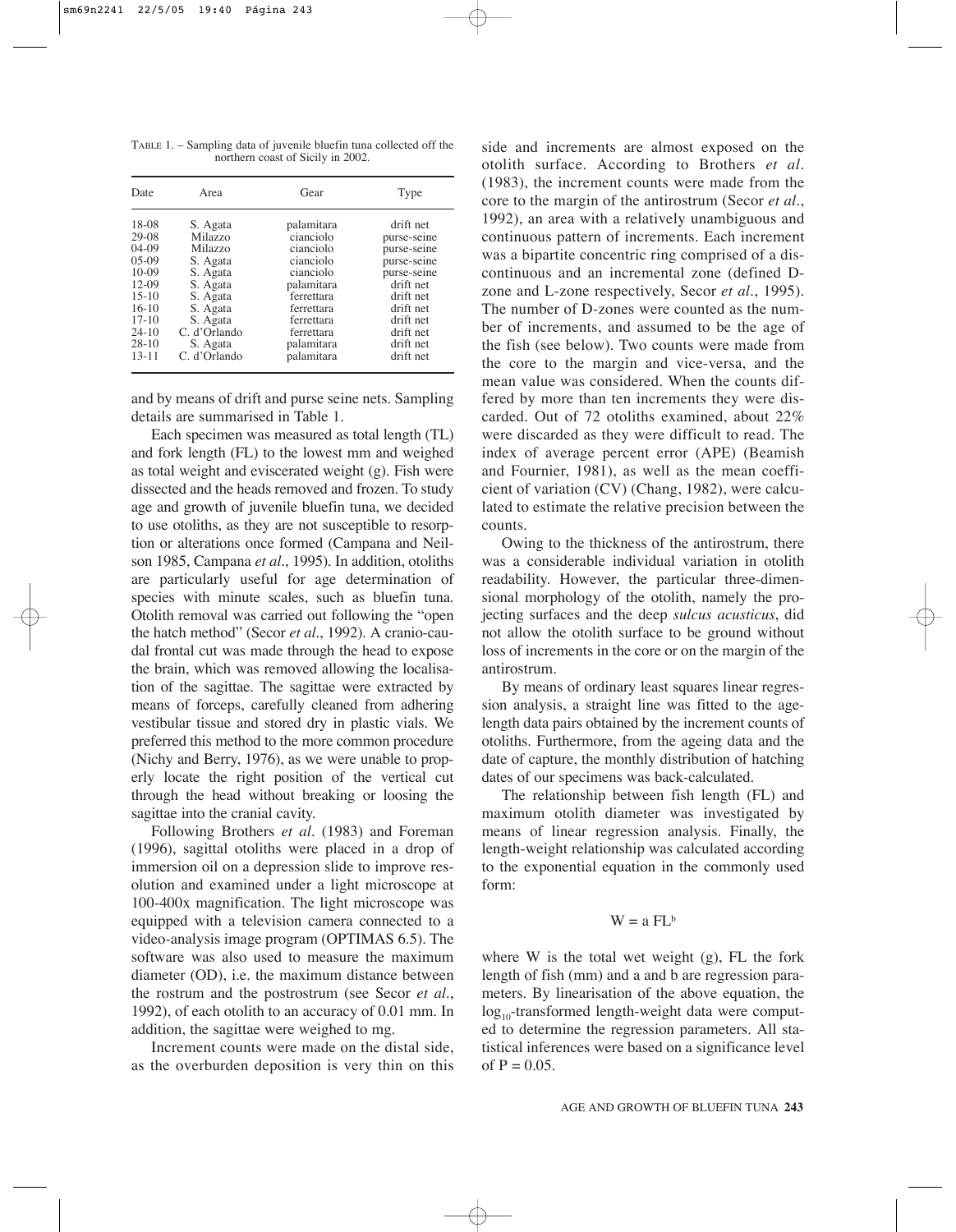TABLE 1. – Sampling data of juvenile bluefin tuna collected off the northern coast of Sicily in 2002.

| Date | Area | Gear | Type |
|---|---|---|---|
| 18-08 | S. Agata | palamitara | drift net |
| 29-08 | Milazzo | cianciolo | purse-seine |
| 04-09 | Milazzo | cianciolo | purse-seine |
| 05-09 | S. Agata | cianciolo | purse-seine |
| 10-09 | S. Agata | cianciolo | purse-seine |
| 12-09 | S. Agata | palamitara | drift net |
| 15-10 | S. Agata | ferrettara | drift net |
| 16-10 | S. Agata | ferrettara | drift net |
| 17-10 | S. Agata | ferrettara | drift net |
| 24-10 | C. d'Orlando | ferrettara | drift net |
| 28-10 | S. Agata | palamitara | drift net |
| 13-11 | C. d'Orlando | palamitara | drift net |

and by means of drift and purse seine nets. Sampling details are summarised in Table 1.

Each specimen was measured as total length (TL) and fork length (FL) to the lowest mm and weighed as total weight and eviscerated weight (g). Fish were dissected and the heads removed and frozen. To study age and growth of juvenile bluefin tuna, we decided to use otoliths, as they are not susceptible to resorption or alterations once formed (Campana and Neilson 1985, Campana *et al*., 1995). In addition, otoliths are particularly useful for age determination of species with minute scales, such as bluefin tuna. Otolith removal was carried out following the "open the hatch method" (Secor *et al*., 1992). A cranio-caudal frontal cut was made through the head to expose the brain, which was removed allowing the localisation of the sagittae. The sagittae were extracted by means of forceps, carefully cleaned from adhering vestibular tissue and stored dry in plastic vials. We preferred this method to the more common procedure (Nichy and Berry, 1976), as we were unable to properly locate the right position of the vertical cut through the head without breaking or loosing the sagittae into the cranial cavity.

Following Brothers *et al*. (1983) and Foreman (1996), sagittal otoliths were placed in a drop of immersion oil on a depression slide to improve resolution and examined under a light microscope at 100-400x magnification. The light microscope was equipped with a television camera connected to a video-analysis image program (OPTIMAS 6.5). The software was also used to measure the maximum diameter (OD), i.e. the maximum distance between the rostrum and the postrostrum (see Secor *et al*., 1992), of each otolith to an accuracy of 0.01 mm. In addition, the sagittae were weighed to mg.

Increment counts were made on the distal side, as the overburden deposition is very thin on this side and increments are almost exposed on the otolith surface. According to Brothers *et al*. (1983), the increment counts were made from the core to the margin of the antirostrum (Secor *et al*., 1992), an area with a relatively unambiguous and continuous pattern of increments. Each increment was a bipartite concentric ring comprised of a discontinuous and an incremental zone (defined D-zone and L-zone respectively, Secor *et al*., 1995). The number of D-zones were counted as the number of increments, and assumed to be the age of the fish (see below). Two counts were made from the core to the margin and vice-versa, and the mean value was considered. When the counts differed by more than ten increments they were discarded. Out of 72 otoliths examined, about 22% were discarded as they were difficult to read. The index of average percent error (APE) (Beamish and Fournier, 1981), as well as the mean coefficient of variation (CV) (Chang, 1982), were calculated to estimate the relative precision between the counts.

Owing to the thickness of the antirostrum, there was a considerable individual variation in otolith readability. However, the particular three-dimensional morphology of the otolith, namely the projecting surfaces and the deep *sulcus acusticus*, did not allow the otolith surface to be ground without loss of increments in the core or on the margin of the antirostrum.

By means of ordinary least squares linear regression analysis, a straight line was fitted to the age-length data pairs obtained by the increment counts of otoliths. Furthermore, from the ageing data and the date of capture, the monthly distribution of hatching dates of our specimens was back-calculated.

The relationship between fish length (FL) and maximum otolith diameter was investigated by means of linear regression analysis. Finally, the length-weight relationship was calculated according to the exponential equation in the commonly used form:

$$W = a\ FL^{b}$$

where W is the total wet weight (g), FL the fork length of fish (mm) and a and b are regression parameters. By linearisation of the above equation, the $\log_{10}$-transformed length-weight data were computed to determine the regression parameters. All statistical inferences were based on a significance level of $P = 0.05$.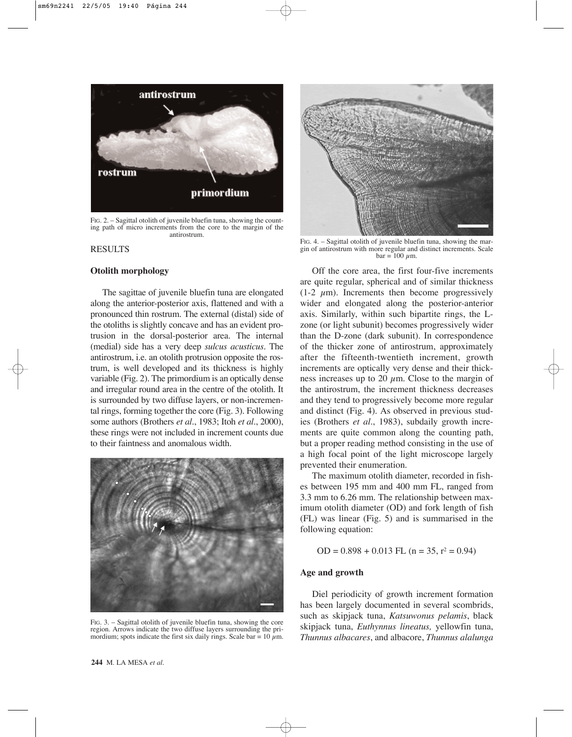FIG. 2. – Sagittal otolith of juvenile bluefin tuna, showing the counting path of micro increments from the core to the margin of the antirostrum.

## RESULTS

### Otolith morphology

The sagittae of juvenile bluefin tuna are elongated along the anterior-posterior axis, flattened and with a pronounced thin rostrum. The external (distal) side of the otoliths is slightly concave and has an evident protrusion in the dorsal-posterior area. The internal (medial) side has a very deep *sulcus acusticus*. The antirostrum, i.e. an otolith protrusion opposite the rostrum, is well developed and its thickness is highly variable (Fig. 2). The primordium is an optically dense and irregular round area in the centre of the otolith. It is surrounded by two diffuse layers, or non-incremental rings, forming together the core (Fig. 3). Following some authors (Brothers *et al.*, 1983; Itoh *et al.*, 2000), these rings were not included in increment counts due to their faintness and anomalous width.

FIG. 3. – Sagittal otolith of juvenile bluefin tuna, showing the core region. Arrows indicate the two diffuse layers surrounding the primordium; spots indicate the first six daily rings. Scale bar = 10 μm.

FIG. 4. – Sagittal otolith of juvenile bluefin tuna, showing the margin of antirostrum with more regular and distinct increments. Scale bar = 100 μm.

Off the core area, the first four-five increments are quite regular, spherical and of similar thickness (1-2 μm). Increments then become progressively wider and elongated along the posterior-anterior axis. Similarly, within such bipartite rings, the L-zone (or light subunit) becomes progressively wider than the D-zone (dark subunit). In correspondence of the thicker zone of antirostrum, approximately after the fifteenth-twentieth increment, growth increments are optically very dense and their thickness increases up to 20 μm. Close to the margin of the antirostrum, the increment thickness decreases and they tend to progressively become more regular and distinct (Fig. 4). As observed in previous studies (Brothers *et al.*, 1983), subdaily growth increments are quite common along the counting path, but a proper reading method consisting in the use of a high focal point of the light microscope largely prevented their enumeration.

The maximum otolith diameter, recorded in fishes between 195 mm and 400 mm FL, ranged from 3.3 mm to 6.26 mm. The relationship between maximum otolith diameter (OD) and fork length of fish (FL) was linear (Fig. 5) and is summarised in the following equation:

$$OD = 0.898 + 0.013\ FL\ (n = 35,\ r^2 = 0.94)$$

### Age and growth

Diel periodicity of growth increment formation has been largely documented in several scombrids, such as skipjack tuna, *Katsuwonus pelamis*, black skipjack tuna, *Euthynnus lineatus,* yellowfin tuna, *Thunnus albacares*, and albacore, *Thunnus alalunga*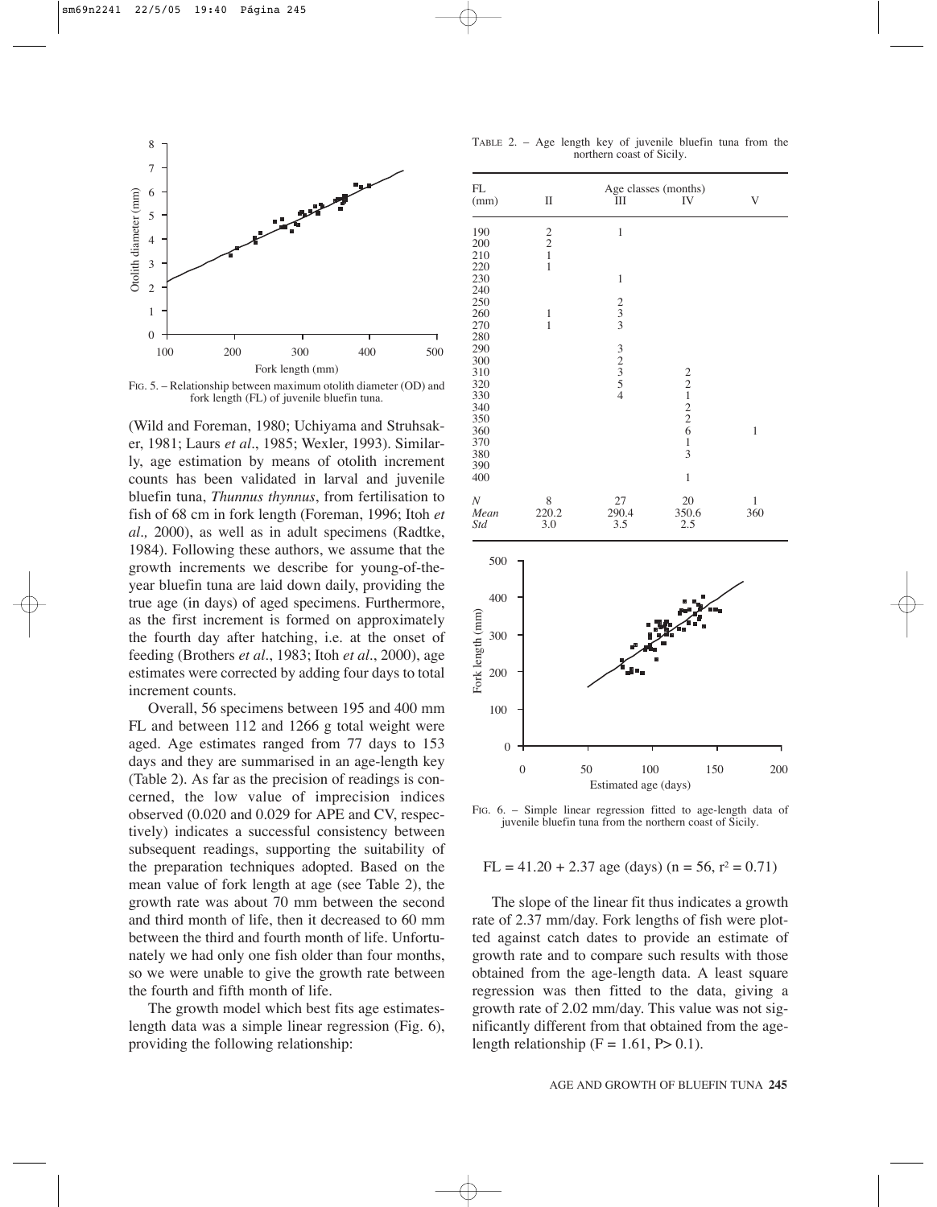FIG. 5. – Relationship between maximum otolith diameter (OD) and fork length (FL) of juvenile bluefin tuna.

(Wild and Foreman, 1980; Uchiyama and Struhsaker, 1981; Laurs *et al*., 1985; Wexler, 1993). Similarly, age estimation by means of otolith increment counts has been validated in larval and juvenile bluefin tuna, *Thunnus thynnus*, from fertilisation to fish of 68 cm in fork length (Foreman, 1996; Itoh *et al.,* 2000), as well as in adult specimens (Radtke, 1984). Following these authors, we assume that the growth increments we describe for young-of-the-year bluefin tuna are laid down daily, providing the true age (in days) of aged specimens. Furthermore, as the first increment is formed on approximately the fourth day after hatching, i.e. at the onset of feeding (Brothers *et al*., 1983; Itoh *et al*., 2000), age estimates were corrected by adding four days to total increment counts.

Overall, 56 specimens between 195 and 400 mm FL and between 112 and 1266 g total weight were aged. Age estimates ranged from 77 days to 153 days and they are summarised in an age-length key (Table 2). As far as the precision of readings is concerned, the low value of imprecision indices observed (0.020 and 0.029 for APE and CV, respectively) indicates a successful consistency between subsequent readings, supporting the suitability of the preparation techniques adopted. Based on the mean value of fork length at age (see Table 2), the growth rate was about 70 mm between the second and third month of life, then it decreased to 60 mm between the third and fourth month of life. Unfortunately we had only one fish older than four months, so we were unable to give the growth rate between the fourth and fifth month of life.

The growth model which best fits age estimates-length data was a simple linear regression (Fig. 6), providing the following relationship:

TABLE 2. – Age length key of juvenile bluefin tuna from the northern coast of Sicily.

| FL (mm) | Age classes (months) | | | |
|---|---|---|---|---|
| | II | III | IV | V |
| 190 | 2 | 1 | | |
| 200 | 2 | | | |
| 210 | 1 | | | |
| 220 | 1 | | | |
| 230 | | 1 | | |
| 240 | | | | |
| 250 | | 2 | | |
| 260 | 1 | 3 | | |
| 270 | 1 | 3 | | |
| 280 | | | | |
| 290 | | 3 | | |
| 300 | | 2 | | |
| 310 | | 3 | 2 | |
| 320 | | 5 | 2 | |
| 330 | | 4 | 1 | |
| 340 | | | 2 | |
| 350 | | | 2 | |
| 360 | | | 6 | 1 |
| 370 | | | 1 | |
| 380 | | | 3 | |
| 390 | | | | |
| 400 | | | 1 | |
| *N* | 8 | 27 | 20 | 1 |
| *Mean* | 220.2 | 290.4 | 350.6 | 360 |
| *Std* | 3.0 | 3.5 | 2.5 | |

FIG. 6. – Simple linear regression fitted to age-length data of juvenile bluefin tuna from the northern coast of Sicily.

$$FL = 41.20 + 2.37 \text{ age (days)} \quad (n = 56, r^2 = 0.71)$$

The slope of the linear fit thus indicates a growth rate of 2.37 mm/day. Fork lengths of fish were plotted against catch dates to provide an estimate of growth rate and to compare such results with those obtained from the age-length data. A least square regression was then fitted to the data, giving a growth rate of 2.02 mm/day. This value was not significantly different from that obtained from the age-length relationship ($F = 1.61$, $P > 0.1$).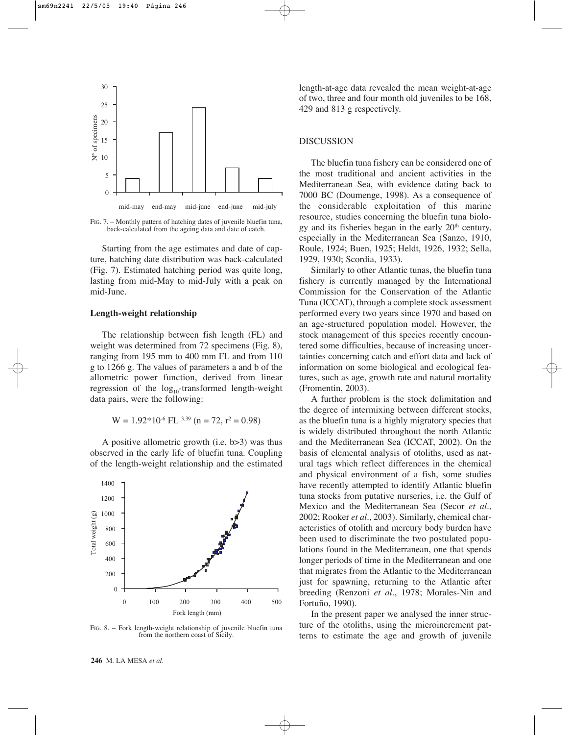FIG. 7. – Monthly pattern of hatching dates of juvenile bluefin tuna, back-calculated from the ageing data and date of catch.

Starting from the age estimates and date of capture, hatching date distribution was back-calculated (Fig. 7). Estimated hatching period was quite long, lasting from mid-May to mid-July with a peak on mid-June.

### Length-weight relationship

The relationship between fish length (FL) and weight was determined from 72 specimens (Fig. 8), ranging from 195 mm to 400 mm FL and from 110 g to 1266 g. The values of parameters a and b of the allometric power function, derived from linear regression of the $\log_{10}$-transformed length-weight data pairs, were the following:

$$W = 1.92 \times 10^{-6}\ FL^{\ 3.39}\ (n = 72,\ r^2 = 0.98)$$

A positive allometric growth (i.e. b>3) was thus observed in the early life of bluefin tuna. Coupling of the length-weight relationship and the estimated length-at-age data revealed the mean weight-at-age of two, three and four month old juveniles to be 168, 429 and 813 g respectively.

FIG. 8. – Fork length-weight relationship of juvenile bluefin tuna from the northern coast of Sicily.

## DISCUSSION

The bluefin tuna fishery can be considered one of the most traditional and ancient activities in the Mediterranean Sea, with evidence dating back to 7000 BC (Doumenge, 1998). As a consequence of the considerable exploitation of this marine resource, studies concerning the bluefin tuna biology and its fisheries began in the early 20[th] century, especially in the Mediterranean Sea (Sanzo, 1910, Roule, 1924; Buen, 1925; Heldt, 1926, 1932; Sella, 1929, 1930; Scordia, 1933).

Similarly to other Atlantic tunas, the bluefin tuna fishery is currently managed by the International Commission for the Conservation of the Atlantic Tuna (ICCAT), through a complete stock assessment performed every two years since 1970 and based on an age-structured population model. However, the stock management of this species recently encountered some difficulties, because of increasing uncertainties concerning catch and effort data and lack of information on some biological and ecological features, such as age, growth rate and natural mortality (Fromentin, 2003).

A further problem is the stock delimitation and the degree of intermixing between different stocks, as the bluefin tuna is a highly migratory species that is widely distributed throughout the north Atlantic and the Mediterranean Sea (ICCAT, 2002). On the basis of elemental analysis of otoliths, used as natural tags which reflect differences in the chemical and physical environment of a fish, some studies have recently attempted to identify Atlantic bluefin tuna stocks from putative nurseries, i.e. the Gulf of Mexico and the Mediterranean Sea (Secor *et al*., 2002; Rooker *et al*., 2003). Similarly, chemical characteristics of otolith and mercury body burden have been used to discriminate the two postulated populations found in the Mediterranean, one that spends longer periods of time in the Mediterranean and one that migrates from the Atlantic to the Mediterranean just for spawning, returning to the Atlantic after breeding (Renzoni *et al*., 1978; Morales-Nin and Fortuño, 1990).

In the present paper we analysed the inner structure of the otoliths, using the microincrement patterns to estimate the age and growth of juvenile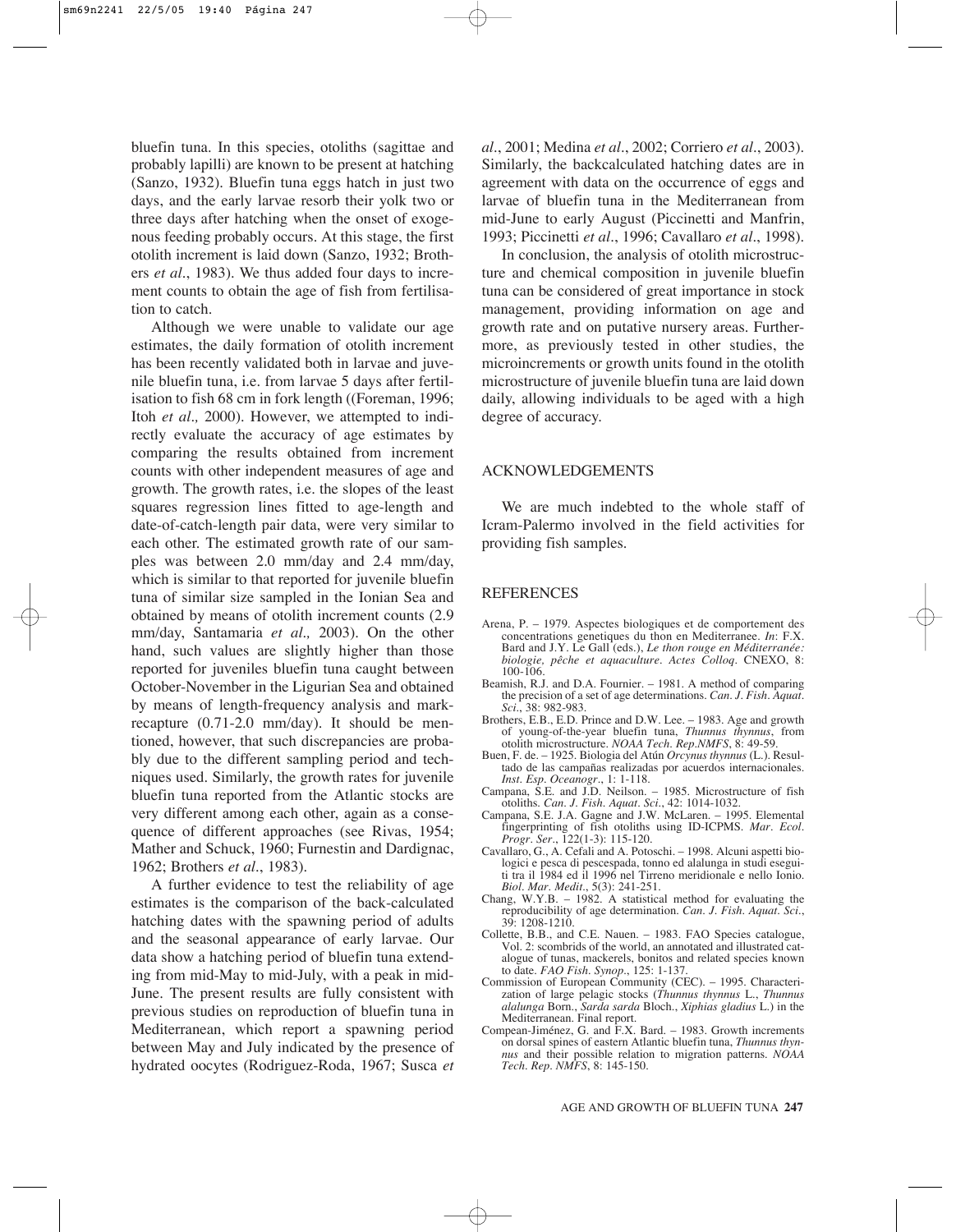bluefin tuna. In this species, otoliths (sagittae and probably lapilli) are known to be present at hatching (Sanzo, 1932). Bluefin tuna eggs hatch in just two days, and the early larvae resorb their yolk two or three days after hatching when the onset of exogenous feeding probably occurs. At this stage, the first otolith increment is laid down (Sanzo, 1932; Brothers *et al*., 1983). We thus added four days to increment counts to obtain the age of fish from fertilisation to catch.

Although we were unable to validate our age estimates, the daily formation of otolith increment has been recently validated both in larvae and juvenile bluefin tuna, i.e. from larvae 5 days after fertilisation to fish 68 cm in fork length ((Foreman, 1996; Itoh *et al.,* 2000). However, we attempted to indirectly evaluate the accuracy of age estimates by comparing the results obtained from increment counts with other independent measures of age and growth. The growth rates, i.e. the slopes of the least squares regression lines fitted to age-length and date-of-catch-length pair data, were very similar to each other. The estimated growth rate of our samples was between 2.0 mm/day and 2.4 mm/day, which is similar to that reported for juvenile bluefin tuna of similar size sampled in the Ionian Sea and obtained by means of otolith increment counts (2.9 mm/day, Santamaria *et al.,* 2003). On the other hand, such values are slightly higher than those reported for juveniles bluefin tuna caught between October-November in the Ligurian Sea and obtained by means of length-frequency analysis and mark-recapture (0.71-2.0 mm/day). It should be mentioned, however, that such discrepancies are probably due to the different sampling period and techniques used. Similarly, the growth rates for juvenile bluefin tuna reported from the Atlantic stocks are very different among each other, again as a consequence of different approaches (see Rivas, 1954; Mather and Schuck, 1960; Furnestin and Dardignac, 1962; Brothers *et al*., 1983).

A further evidence to test the reliability of age estimates is the comparison of the back-calculated hatching dates with the spawning period of adults and the seasonal appearance of early larvae. Our data show a hatching period of bluefin tuna extending from mid-May to mid-July, with a peak in mid-June. The present results are fully consistent with previous studies on reproduction of bluefin tuna in Mediterranean, which report a spawning period between May and July indicated by the presence of hydrated oocytes (Rodriguez-Roda, 1967; Susca *et al*., 2001; Medina *et al*., 2002; Corriero *et al*., 2003). Similarly, the backcalculated hatching dates are in agreement with data on the occurrence of eggs and larvae of bluefin tuna in the Mediterranean from mid-June to early August (Piccinetti and Manfrin, 1993; Piccinetti *et al*., 1996; Cavallaro *et al*., 1998).

In conclusion, the analysis of otolith microstructure and chemical composition in juvenile bluefin tuna can be considered of great importance in stock management, providing information on age and growth rate and on putative nursery areas. Furthermore, as previously tested in other studies, the microincrements or growth units found in the otolith microstructure of juvenile bluefin tuna are laid down daily, allowing individuals to be aged with a high degree of accuracy.

## ACKNOWLEDGEMENTS

We are much indebted to the whole staff of Icram-Palermo involved in the field activities for providing fish samples.

## REFERENCES

Arena, P. – 1979. Aspectes biologiques et de comportement des concentrations genetiques du thon en Mediterranee. *In*: F.X. Bard and J.Y. Le Gall (eds.), *Le thon rouge en Méditerranée: biologie, pêche et aquaculture*. *Actes Colloq*. CNEXO, 8: 100-106.

Beamish, R.J. and D.A. Fournier. – 1981. A method of comparing the precision of a set of age determinations. *Can. J. Fish. Aquat. Sci*., 38: 982-983.

Brothers, E.B., E.D. Prince and D.W. Lee. – 1983. Age and growth of young-of-the-year bluefin tuna, *Thunnus thynnus*, from otolith microstructure. *NOAA Tech. Rep.NMFS*, 8: 49-59.

Buen, F. de. – 1925. Biologia del Atún *Orcynus thynnus* (L.). Resultado de las campañas realizadas por acuerdos internacionales. *Inst. Esp. Oceanogr*., 1: 1-118.

Campana, S.E. and J.D. Neilson. – 1985. Microstructure of fish otoliths. *Can. J. Fish. Aquat. Sci*., 42: 1014-1032.

Campana, S.E. J.A. Gagne and J.W. McLaren. – 1995. Elemental fingerprinting of fish otoliths using ID-ICPMS. *Mar. Ecol. Progr. Ser*., 122(1-3): 115-120.

Cavallaro, G., A. Cefali and A. Potoschi. – 1998. Alcuni aspetti biologici e pesca di pescespada, tonno ed alalunga in studi eseguiti tra il 1984 ed il 1996 nel Tirreno meridionale e nello Ionio. *Biol. Mar. Medit*., 5(3): 241-251.

Chang, W.Y.B. – 1982. A statistical method for evaluating the reproducibility of age determination. *Can. J. Fish. Aquat. Sci*., 39: 1208-1210.

Collette, B.B., and C.E. Nauen. – 1983. FAO Species catalogue, Vol. 2: scombrids of the world, an annotated and illustrated catalogue of tunas, mackerels, bonitos and related species known to date. *FAO Fish. Synop*., 125: 1-137.

Commission of European Community (CEC). – 1995. Characterization of large pelagic stocks (*Thunnus thynnus* L., *Thunnus alalunga* Born., *Sarda sarda* Bloch., *Xiphias gladius* L.) in the Mediterranean. Final report.

Compean-Jiménez, G. and F.X. Bard. – 1983. Growth increments on dorsal spines of eastern Atlantic bluefin tuna, *Thunnus thynnus* and their possible relation to migration patterns. *NOAA Tech. Rep. NMFS*, 8: 145-150.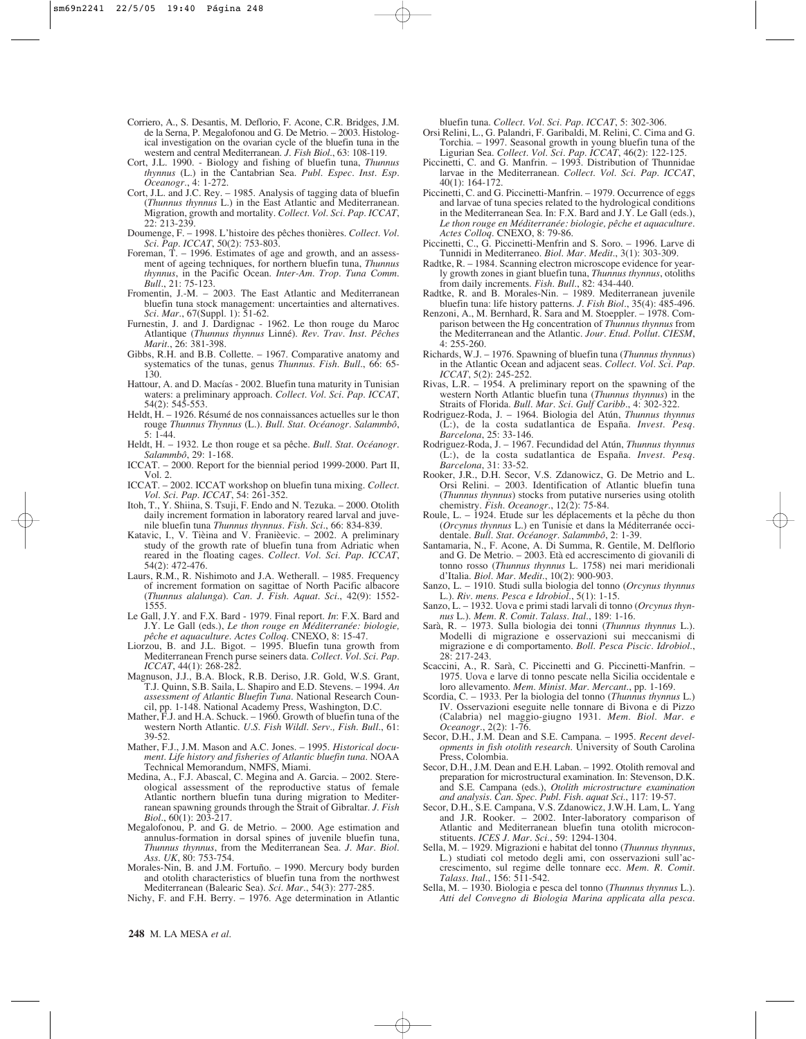Corriero, A., S. Desantis, M. Deflorio, F. Acone, C.R. Bridges, J.M. de la Serna, P. Megalofonou and G. De Metrio. – 2003. Histological investigation on the ovarian cycle of the bluefin tuna in the western and central Mediterranean. *J. Fish Biol.*, 63: 108-119.

Cort, J.L. 1990. - Biology and fishing of bluefin tuna, *Thunnus thynnus* (L.) in the Cantabrian Sea. *Publ. Espec. Inst. Esp. Oceanogr.*, 4: 1-272.

Cort, J.L. and J.C. Rey. – 1985. Analysis of tagging data of bluefin (*Thunnus thynnus* L.) in the East Atlantic and Mediterranean. Migration, growth and mortality. *Collect. Vol. Sci. Pap. ICCAT*, 22: 213-239.

Doumenge, F. – 1998. L'histoire des pêches thonières. *Collect. Vol. Sci. Pap. ICCAT*, 50(2): 753-803.

Foreman, T. – 1996. Estimates of age and growth, and an assessment of ageing techniques, for northern bluefin tuna, *Thunnus thynnus*, in the Pacific Ocean. *Inter-Am. Trop. Tuna Comm. Bull.*, 21: 75-123.

Fromentin, J.-M. – 2003. The East Atlantic and Mediterranean bluefin tuna stock management: uncertainties and alternatives. *Sci. Mar.*, 67(Suppl. 1): 51-62.

Furnestin, J. and J. Dardignac - 1962. Le thon rouge du Maroc Atlantique (*Thunnus thynnus* Linné). *Rev. Trav. Inst. Pêches Marit.*, 26: 381-398.

Gibbs, R.H. and B.B. Collette. – 1967. Comparative anatomy and systematics of the tunas, genus *Thunnus*. *Fish. Bull.*, 66: 65-130.

Hattour, A. and D. Macías - 2002. Bluefin tuna maturity in Tunisian waters: a preliminary approach. *Collect. Vol. Sci. Pap. ICCAT*, 54(2): 545-553.

Heldt, H. – 1926. Résumé de nos connaissances actuelles sur le thon rouge *Thunnus Thynnus* (L.). *Bull. Stat. Océanogr. Salammbô*, 5: 1-44.

Heldt, H. – 1932. Le thon rouge et sa pêche. *Bull. Stat. Océanogr. Salammbô*, 29: 1-168.

ICCAT. – 2000. Report for the biennial period 1999-2000. Part II, Vol. 2.

ICCAT. – 2002. ICCAT workshop on bluefin tuna mixing. *Collect. Vol. Sci. Pap. ICCAT*, 54: 261-352.

Itoh, T., Y. Shiina, S. Tsuji, F. Endo and N. Tezuka. – 2000. Otolith daily increment formation in laboratory reared larval and juvenile bluefin tuna *Thunnus thynnus*. *Fish. Sci.*, 66: 834-839.

Katavic, I., V. Tièina and V. Franièevic. – 2002. A preliminary study of the growth rate of bluefin tuna from Adriatic when reared in the floating cages. *Collect. Vol. Sci. Pap. ICCAT*, 54(2): 472-476.

Laurs, R.M., R. Nishimoto and J.A. Wetherall. – 1985. Frequency of increment formation on sagittae of North Pacific albacore (*Thunnus alalunga*). *Can. J. Fish. Aquat. Sci.*, 42(9): 1552-1555.

Le Gall, J.Y. and F.X. Bard - 1979. Final report. *In*: F.X. Bard and J.Y. Le Gall (eds.), *Le thon rouge en Méditerranée: biologie, pêche et aquaculture. Actes Colloq.* CNEXO, 8: 15-47.

Liorzou, B. and J.L. Bigot. – 1995. Bluefin tuna growth from Mediterranean French purse seiners data. *Collect. Vol. Sci. Pap. ICCAT*, 44(1): 268-282.

Magnuson, J.J., B.A. Block, R.B. Deriso, J.R. Gold, W.S. Grant, T.J. Quinn, S.B. Saila, L. Shapiro and E.D. Stevens. – 1994. *An assessment of Atlantic Bluefin Tuna*. National Research Council, pp. 1-148. National Academy Press, Washington, D.C.

Mather, F.J. and H.A. Schuck. – 1960. Growth of bluefin tuna of the western North Atlantic. *U.S. Fish Wildl. Serv., Fish. Bull.*, 61: 39-52.

Mather, F.J., J.M. Mason and A.C. Jones. – 1995. *Historical document. Life history and fisheries of Atlantic bluefin tuna*. NOAA Technical Memorandum, NMFS, Miami.

Medina, A., F.J. Abascal, C. Megina and A. Garcia. – 2002. Stereological assessment of the reproductive status of female Atlantic northern bluefin tuna during migration to Mediterranean spawning grounds through the Strait of Gibraltar. *J. Fish Biol.*, 60(1): 203-217.

Megalofonou, P. and G. de Metrio. – 2000. Age estimation and annulus-formation in dorsal spines of juvenile bluefin tuna, *Thunnus thynnus*, from the Mediterranean Sea. *J. Mar. Biol. Ass. UK*, 80: 753-754.

Morales-Nin, B. and J.M. Fortuño. – 1990. Mercury body burden and otolith characteristics of bluefin tuna from the northwest Mediterranean (Balearic Sea). *Sci. Mar.*, 54(3): 277-285.

Nichy, F. and F.H. Berry. – 1976. Age determination in Atlantic bluefin tuna. *Collect. Vol. Sci. Pap. ICCAT*, 5: 302-306.

Orsi Relini, L., G. Palandri, F. Garibaldi, M. Relini, C. Cima and G. Torchia. – 1997. Seasonal growth in young bluefin tuna of the Ligurian Sea. *Collect. Vol. Sci. Pap. ICCAT*, 46(2): 122-125.

Piccinetti, C. and G. Manfrin. – 1993. Distribution of Thunnidae larvae in the Mediterranean. *Collect. Vol. Sci. Pap. ICCAT*, 40(1): 164-172.

Piccinetti, C. and G. Piccinetti-Manfrin. – 1979. Occurrence of eggs and larvae of tuna species related to the hydrological conditions in the Mediterranean Sea. In: F.X. Bard and J.Y. Le Gall (eds.), *Le thon rouge en Méditerranée: biologie, pêche et aquaculture. Actes Colloq.* CNEXO, 8: 79-86.

Piccinetti, C., G. Piccinetti-Menfrin and S. Soro. – 1996. Larve di Tunnidi in Mediterraneo. *Biol. Mar. Medit.*, 3(1): 303-309.

Radtke, R. – 1984. Scanning electron microscope evidence for yearly growth zones in giant bluefin tuna, *Thunnus thynnus*, otoliths from daily increments. *Fish. Bull.*, 82: 434-440.

Radtke, R. and B. Morales-Nin. – 1989. Mediterranean juvenile bluefin tuna: life history patterns. *J. Fish Biol.*, 35(4): 485-496.

Renzoni, A., M. Bernhard, R. Sara and M. Stoeppler. – 1978. Comparison between the Hg concentration of *Thunnus thynnus* from the Mediterranean and the Atlantic. *Jour. Etud. Pollut. CIESM*, 4: 255-260.

Richards, W.J. – 1976. Spawning of bluefin tuna (*Thunnus thynnus*) in the Atlantic Ocean and adjacent seas. *Collect. Vol. Sci. Pap. ICCAT*, 5(2): 245-252.

Rivas, L.R. – 1954. A preliminary report on the spawning of the western North Atlantic bluefin tuna (*Thunnus thynnus*) in the Straits of Florida. *Bull. Mar. Sci. Gulf Caribb.*, 4: 302-322.

Rodriguez-Roda, J. – 1964. Biologia del Atún, *Thunnus thynnus* (L.:), de la costa sudatlantica de España. *Invest. Pesq. Barcelona*, 25: 33-146.

Rodriguez-Roda, J. – 1967. Fecundidad del Atún, *Thunnus thynnus* (L.:), de la costa sudatlantica de España. *Invest. Pesq. Barcelona*, 31: 33-52.

Rooker, J.R., D.H. Secor, V.S. Zdanowicz, G. De Metrio and L. Orsi Relini. – 2003. Identification of Atlantic bluefin tuna (*Thunnus thynnus*) stocks from putative nurseries using otolith chemistry. *Fish. Oceanogr.*, 12(2): 75-84.

Roule, L. – 1924. Etude sur les déplacements et la pêche du thon (*Orcynus thynnus* L.) en Tunisie et dans la Méditerranée occidentale. *Bull. Stat. Océanogr. Salammbô*, 2: 1-39.

Santamaria, N., F. Acone, A. Di Summa, R. Gentile, M. Delflorio and G. De Metrio. – 2003. Età ed accrescimento di giovanili di tonno rosso (*Thunnus thynnus* L. 1758) nei mari meridionali d'Italia. *Biol. Mar. Medit.*, 10(2): 900-903.

Sanzo, L. – 1910. Studi sulla biologia del tonno (*Orcynus thynnus* L.). *Riv. mens. Pesca e Idrobiol.*, 5(1): 1-15.

Sanzo, L. – 1932. Uova e primi stadi larvali di tonno (*Orcynus thynnus* L.). *Mem. R. Comit. Talass. Ital.*, 189: 1-16.

Sarà, R. – 1973. Sulla biologia dei tonni (*Thunnus thynnus* L.). Modelli di migrazione e osservazioni sui meccanismi di migrazione e di comportamento. *Boll. Pesca Piscic. Idrobiol.*, 28: 217-243.

Scaccini, A., R. Sarà, C. Piccinetti and G. Piccinetti-Manfrin. – 1975. Uova e larve di tonno pescate nella Sicilia occidentale e loro allevamento. *Mem. Minist. Mar. Mercant.*, pp. 1-169.

Scordia, C. – 1933. Per la biologia del tonno (*Thunnus thynnus* L.) IV. Osservazioni eseguite nelle tonnare di Bivona e di Pizzo (Calabria) nel maggio-giugno 1931. *Mem. Biol. Mar. e Oceanogr.*, 2(2): 1-76.

Secor, D.H., J.M. Dean and S.E. Campana. – 1995. *Recent developments in fish otolith research*. University of South Carolina Press, Colombia.

Secor, D.H., J.M. Dean and E.H. Laban. – 1992. Otolith removal and preparation for microstructural examination. In: Stevenson, D.K. and S.E. Campana (eds.), *Otolith microstructure examination and analysis. Can. Spec. Publ. Fish. aquat Sci.*, 117: 19-57.

Secor, D.H., S.E. Campana, V.S. Zdanowicz, J.W.H. Lam, L. Yang and J.R. Rooker. – 2002. Inter-laboratory comparison of Atlantic and Mediterranean bluefin tuna otolith microconstituents. *ICES J. Mar. Sci.*, 59: 1294-1304.

Sella, M. – 1929. Migrazioni e habitat del tonno (*Thunnus thynnus*, L.) studiati col metodo degli ami, con osservazioni sull'accrescimento, sul regime delle tonnare ecc. *Mem. R. Comit. Talass. Ital.*, 156: 511-542.

Sella, M. – 1930. Biologia e pesca del tonno (*Thunnus thynnus* L.). *Atti del Convegno di Biologia Marina applicata alla pesca.*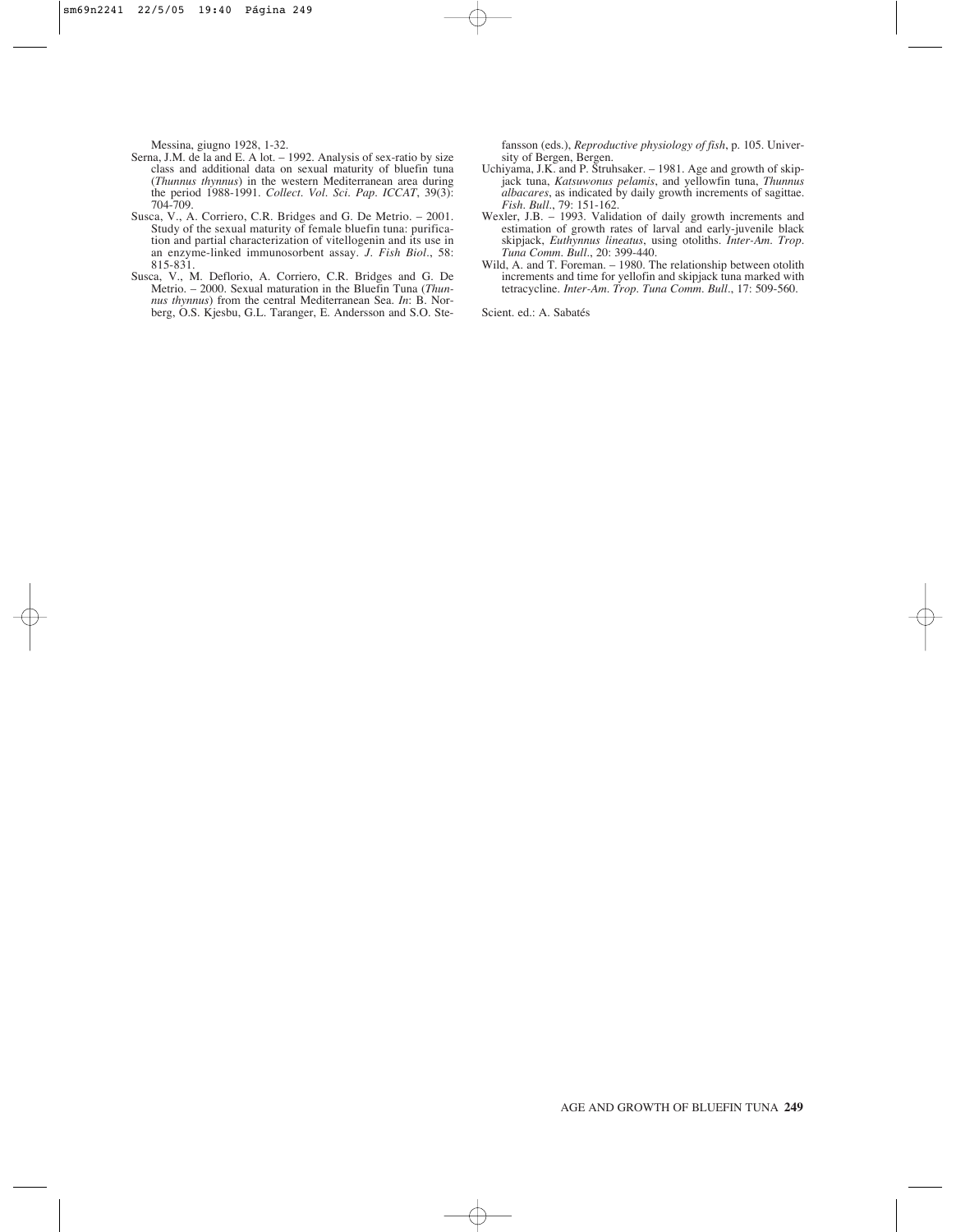Messina, giugno 1928, 1-32.

Serna, J.M. de la and E. A lot. – 1992. Analysis of sex-ratio by size class and additional data on sexual maturity of bluefin tuna (*Thunnus thynnus*) in the western Mediterranean area during the period 1988-1991. *Collect. Vol. Sci. Pap. ICCAT*, 39(3): 704-709.

Susca, V., A. Corriero, C.R. Bridges and G. De Metrio. – 2001. Study of the sexual maturity of female bluefin tuna: purification and partial characterization of vitellogenin and its use in an enzyme-linked immunosorbent assay. *J. Fish Biol.*, 58: 815-831.

Susca, V., M. Deflorio, A. Corriero, C.R. Bridges and G. De Metrio. – 2000. Sexual maturation in the Bluefin Tuna (*Thunnus thynnus*) from the central Mediterranean Sea. *In*: B. Norberg, O.S. Kjesbu, G.L. Taranger, E. Andersson and S.O. Stefansson (eds.), *Reproductive physiology of fish*, p. 105. University of Bergen, Bergen.

Uchiyama, J.K. and P. Struhsaker. – 1981. Age and growth of skipjack tuna, *Katsuwonus pelamis*, and yellowfin tuna, *Thunnus albacares*, as indicated by daily growth increments of sagittae. *Fish. Bull.*, 79: 151-162.

Wexler, J.B. – 1993. Validation of daily growth increments and estimation of growth rates of larval and early-juvenile black skipjack, *Euthynnus lineatus*, using otoliths. *Inter-Am. Trop. Tuna Comm. Bull.*, 20: 399-440.

Wild, A. and T. Foreman. – 1980. The relationship between otolith increments and time for yellofin and skipjack tuna marked with tetracycline. *Inter-Am. Trop. Tuna Comm. Bull.*, 17: 509-560.

Scient. ed.: A. Sabatés